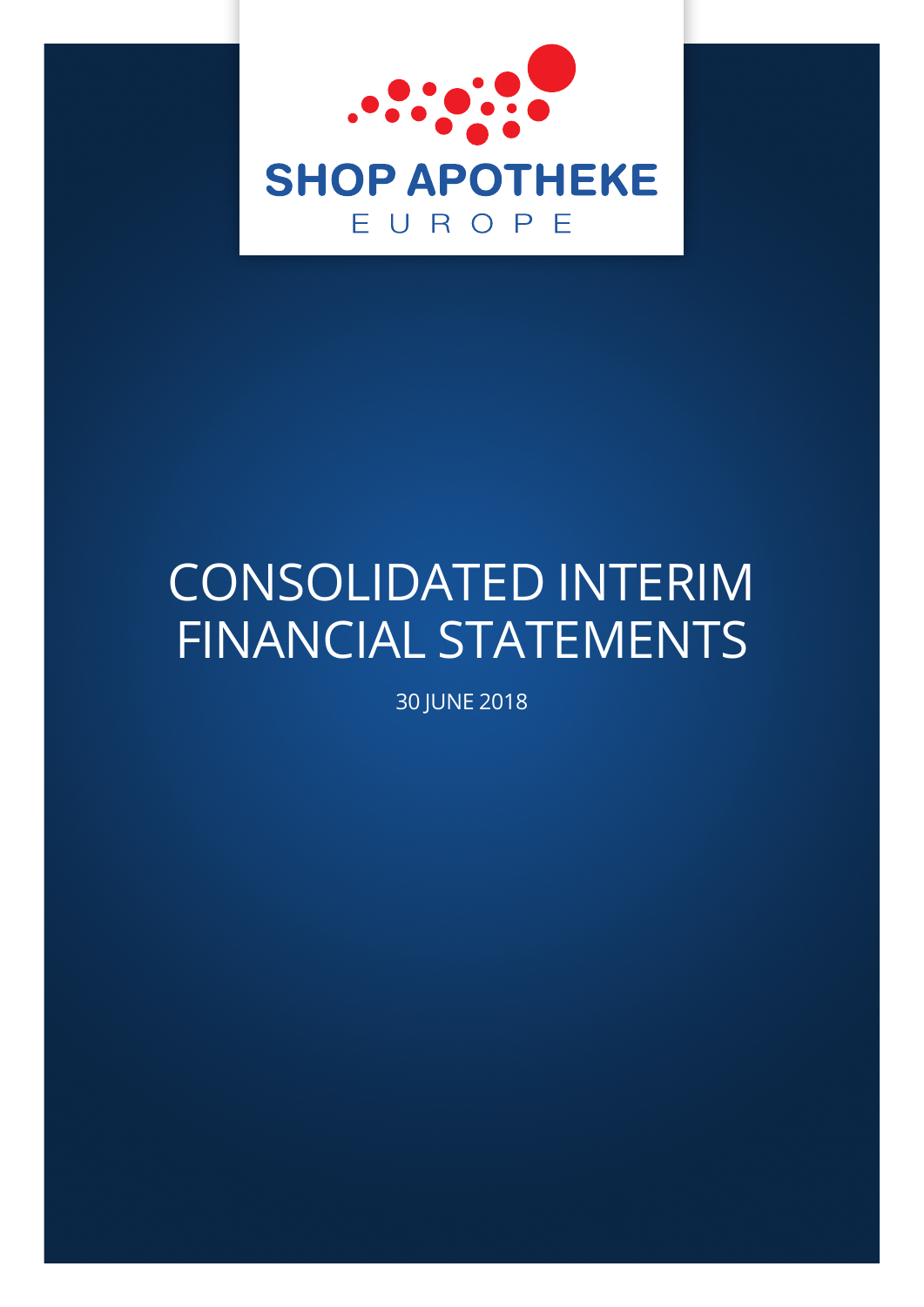SHOP APOTHEKE

EUROPE

# CONSOLIDATED INTERIM FINANCIAL STATEMENTS

30 JUNE 2018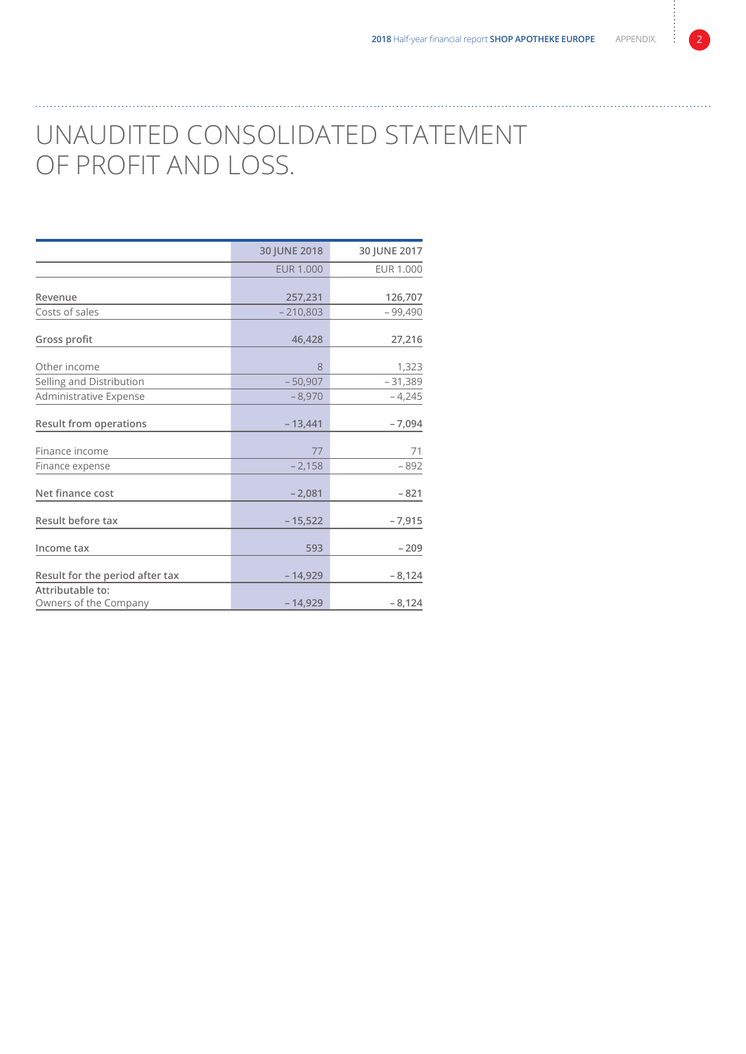# UNAUDITED CONSOLIDATED STATEMENT OF PROFIT AND LOSS.

| | 30 JUNE 2018 | 30 JUNE 2017 |
|---|---|---|
| | EUR 1.000 | EUR 1.000 |
| **Revenue** | **257,231** | **126,707** |
| Costs of sales | – 210,803 | – 99,490 |
| **Gross profit** | **46,428** | **27,216** |
| Other income | 8 | 1,323 |
| Selling and Distribution | – 50,907 | – 31,389 |
| Administrative Expense | – 8,970 | – 4,245 |
| **Result from operations** | **– 13,441** | **– 7,094** |
| Finance income | 77 | 71 |
| Finance expense | – 2,158 | – 892 |
| **Net finance cost** | **– 2,081** | **– 821** |
| **Result before tax** | **– 15,522** | **– 7,915** |
| **Income tax** | **593** | **– 209** |
| **Result for the period after tax** | **– 14,929** | **– 8,124** |
| **Attributable to:** | | |
| Owners of the Company | **– 14,929** | **– 8,124** |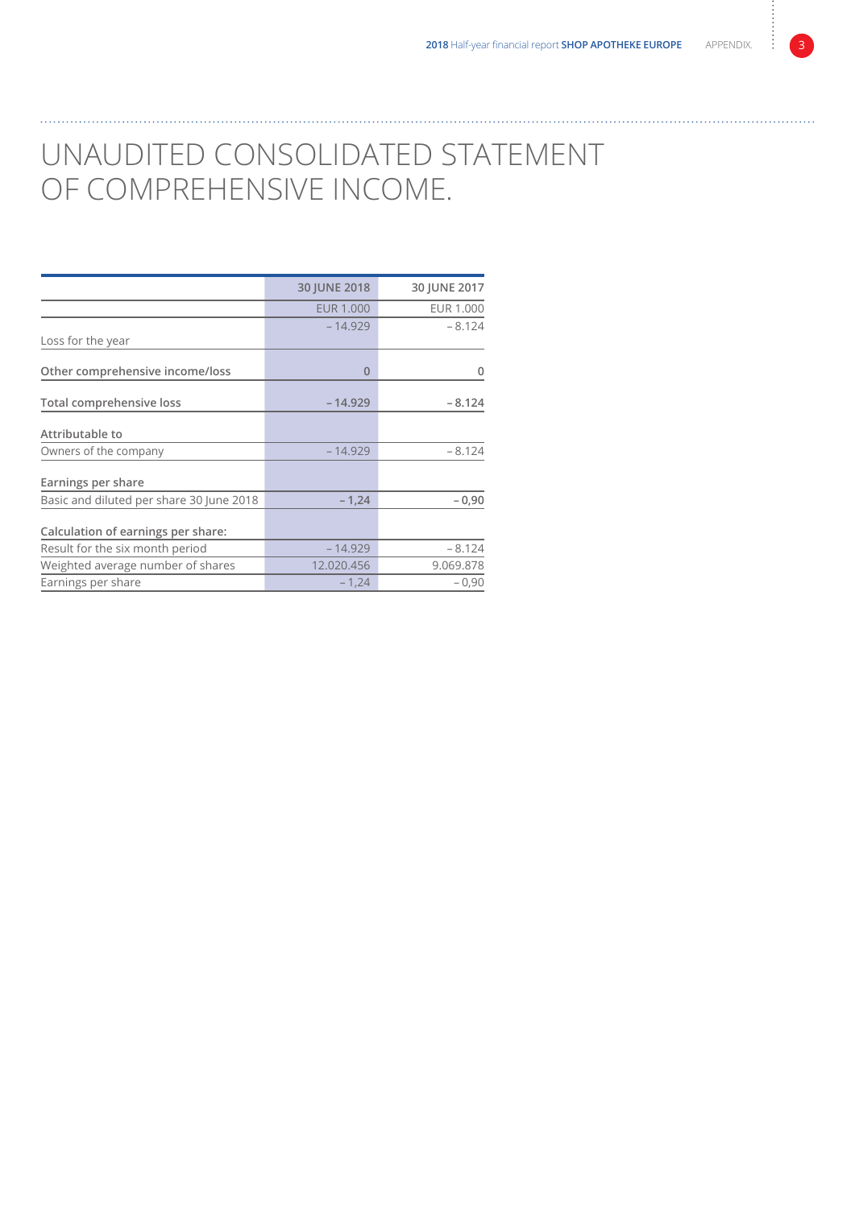# UNAUDITED CONSOLIDATED STATEMENT OF COMPREHENSIVE INCOME.

| | 30 JUNE 2018 | 30 JUNE 2017 |
|---|---|---|
| | EUR 1.000 | EUR 1.000 |
| Loss for the year | – 14.929 | – 8.124 |
| **Other comprehensive income/loss** | 0 | 0 |
| **Total comprehensive loss** | **– 14.929** | **– 8.124** |
| **Attributable to** | | |
| Owners of the company | – 14.929 | – 8.124 |
| **Earnings per share** | | |
| Basic and diluted per share 30 June 2018 | **– 1,24** | **– 0,90** |
| **Calculation of earnings per share:** | | |
| Result for the six month period | – 14.929 | – 8.124 |
| Weighted average number of shares | 12.020.456 | 9.069.878 |
| Earnings per share | – 1,24 | – 0,90 |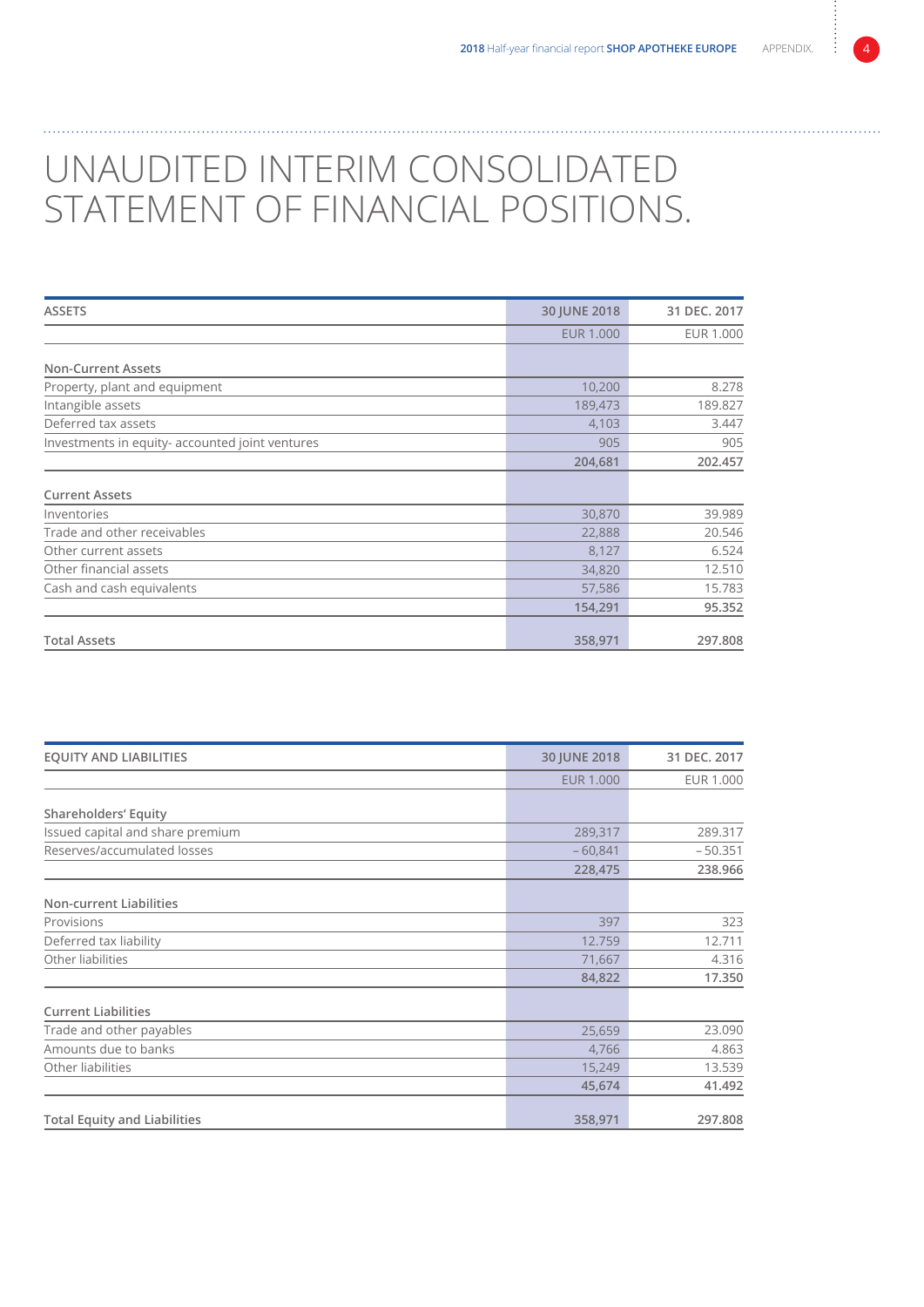# UNAUDITED INTERIM CONSOLIDATED STATEMENT OF FINANCIAL POSITIONS.

| ASSETS | 30 JUNE 2018 | 31 DEC. 2017 |
|---|---|---|
| | EUR 1.000 | EUR 1.000 |
| **Non-Current Assets** | | |
| Property, plant and equipment | 10,200 | 8.278 |
| Intangible assets | 189,473 | 189.827 |
| Deferred tax assets | 4,103 | 3.447 |
| Investments in equity- accounted joint ventures | 905 | 905 |
| | **204,681** | **202.457** |
| **Current Assets** | | |
| Inventories | 30,870 | 39.989 |
| Trade and other receivables | 22,888 | 20.546 |
| Other current assets | 8,127 | 6.524 |
| Other financial assets | 34,820 | 12.510 |
| Cash and cash equivalents | 57,586 | 15.783 |
| | **154,291** | **95.352** |
| **Total Assets** | **358,971** | **297.808** |

| EQUITY AND LIABILITIES | 30 JUNE 2018 | 31 DEC. 2017 |
|---|---|---|
| | EUR 1.000 | EUR 1.000 |
| **Shareholders' Equity** | | |
| Issued capital and share premium | 289,317 | 289.317 |
| Reserves/accumulated losses | – 60,841 | – 50.351 |
| | **228,475** | **238.966** |
| **Non-current Liabilities** | | |
| Provisions | 397 | 323 |
| Deferred tax liability | 12.759 | 12.711 |
| Other liabilities | 71,667 | 4.316 |
| | **84,822** | **17.350** |
| **Current Liabilities** | | |
| Trade and other payables | 25,659 | 23.090 |
| Amounts due to banks | 4,766 | 4.863 |
| Other liabilities | 15,249 | 13.539 |
| | **45,674** | **41.492** |
| **Total Equity and Liabilities** | **358,971** | **297.808** |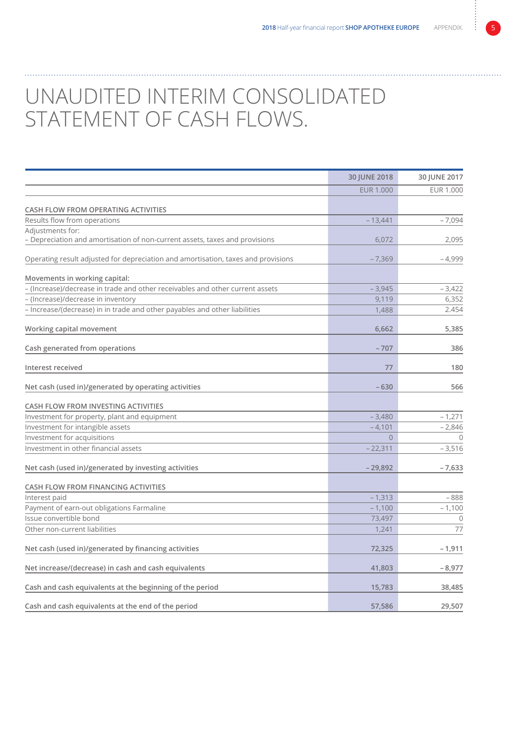# UNAUDITED INTERIM CONSOLIDATED STATEMENT OF CASH FLOWS.

| | 30 JUNE 2018 | 30 JUNE 2017 |
|---|---|---|
| | EUR 1.000 | EUR 1.000 |
| **CASH FLOW FROM OPERATING ACTIVITIES** | | |
| Results flow from operations | – 13,441 | – 7,094 |
| Adjustments for: | | |
| – Depreciation and amortisation of non-current assets, taxes and provisions | 6,072 | 2,095 |
| Operating result adjusted for depreciation and amortisation, taxes and provisions | – 7,369 | – 4,999 |
| **Movements in working capital:** | | |
| – (Increase)/decrease in trade and other receivables and other current assets | – 3,945 | – 3,422 |
| – (Increase)/decrease in inventory | 9,119 | 6,352 |
| – Increase/(decrease) in in trade and other payables and other liabilities | 1,488 | 2.454 |
| **Working capital movement** | **6,662** | **5,385** |
| **Cash generated from operations** | **– 707** | **386** |
| **Interest received** | **77** | **180** |
| **Net cash (used in)/generated by operating activities** | **– 630** | **566** |
| **CASH FLOW FROM INVESTING ACTIVITIES** | | |
| Investment for property, plant and equipment | – 3,480 | – 1,271 |
| Investment for intangible assets | – 4,101 | – 2,846 |
| Investment for acquisitions | 0 | 0 |
| Investment in other financial assets | – 22,311 | – 3,516 |
| **Net cash (used in)/generated by investing activities** | **– 29,892** | **– 7,633** |
| **CASH FLOW FROM FINANCING ACTIVITIES** | | |
| Interest paid | – 1,313 | – 888 |
| Payment of earn-out obligations Farmaline | – 1,100 | – 1,100 |
| Issue convertible bond | 73,497 | 0 |
| Other non-current liabilities | 1,241 | 77 |
| **Net cash (used in)/generated by financing activities** | **72,325** | **– 1,911** |
| **Net increase/(decrease) in cash and cash equivalents** | **41,803** | **– 8,977** |
| **Cash and cash equivalents at the beginning of the period** | **15,783** | **38,485** |
| **Cash and cash equivalents at the end of the period** | **57,586** | **29,507** |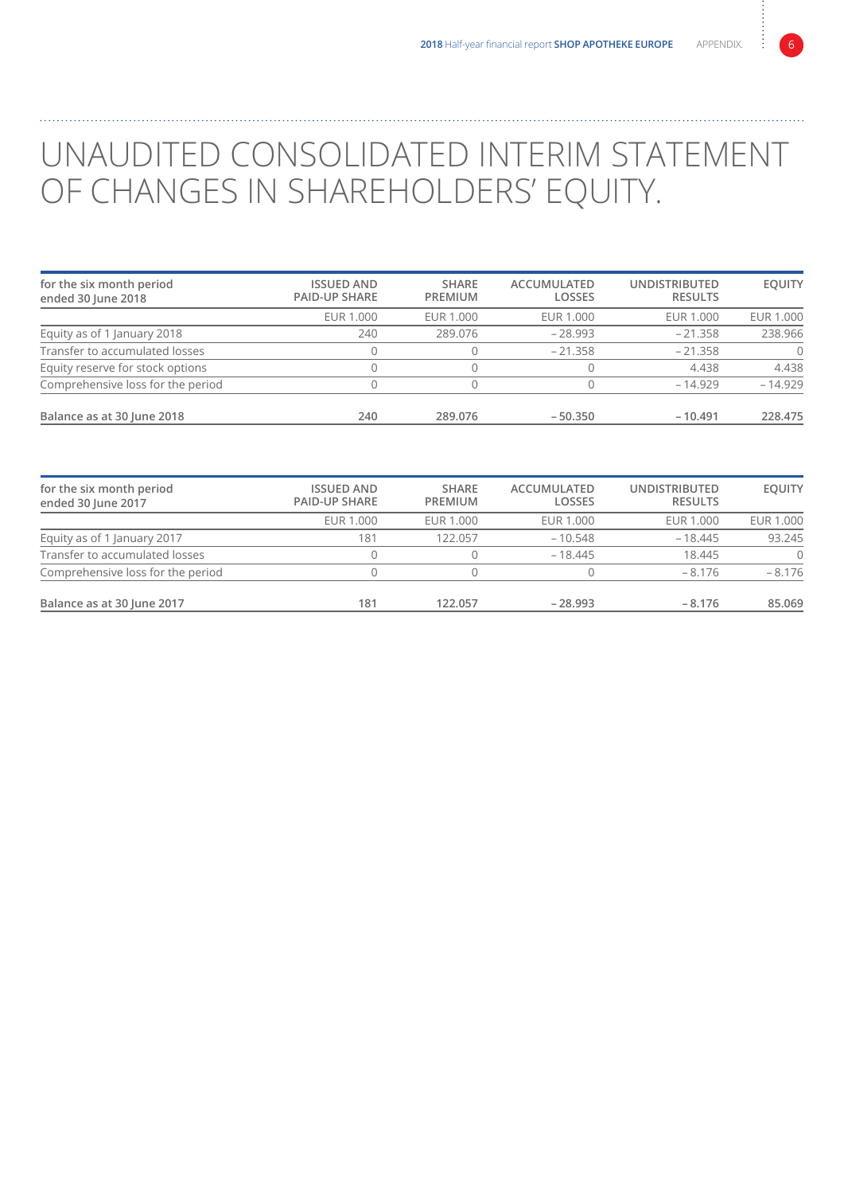# UNAUDITED CONSOLIDATED INTERIM STATEMENT OF CHANGES IN SHAREHOLDERS' EQUITY.

| for the six month period ended 30 June 2018 | ISSUED AND PAID-UP SHARE | SHARE PREMIUM | ACCUMULATED LOSSES | UNDISTRIBUTED RESULTS | EQUITY |
|---|---|---|---|---|---|
| | EUR 1.000 | EUR 1.000 | EUR 1.000 | EUR 1.000 | EUR 1.000 |
| Equity as of 1 January 2018 | 240 | 289.076 | – 28.993 | – 21.358 | 238.966 |
| Transfer to accumulated losses | 0 | 0 | – 21.358 | – 21.358 | 0 |
| Equity reserve for stock options | 0 | 0 | 0 | 4.438 | 4.438 |
| Comprehensive loss for the period | 0 | 0 | 0 | – 14.929 | – 14.929 |
| **Balance as at 30 June 2018** | **240** | **289.076** | **– 50.350** | **– 10.491** | **228.475** |

| for the six month period ended 30 June 2017 | ISSUED AND PAID-UP SHARE | SHARE PREMIUM | ACCUMULATED LOSSES | UNDISTRIBUTED RESULTS | EQUITY |
|---|---|---|---|---|---|
| | EUR 1.000 | EUR 1.000 | EUR 1.000 | EUR 1.000 | EUR 1.000 |
| Equity as of 1 January 2017 | 181 | 122.057 | – 10.548 | – 18.445 | 93.245 |
| Transfer to accumulated losses | 0 | 0 | – 18.445 | 18.445 | 0 |
| Comprehensive loss for the period | 0 | 0 | 0 | – 8.176 | – 8.176 |
| **Balance as at 30 June 2017** | **181** | **122.057** | **– 28.993** | **– 8.176** | **85.069** |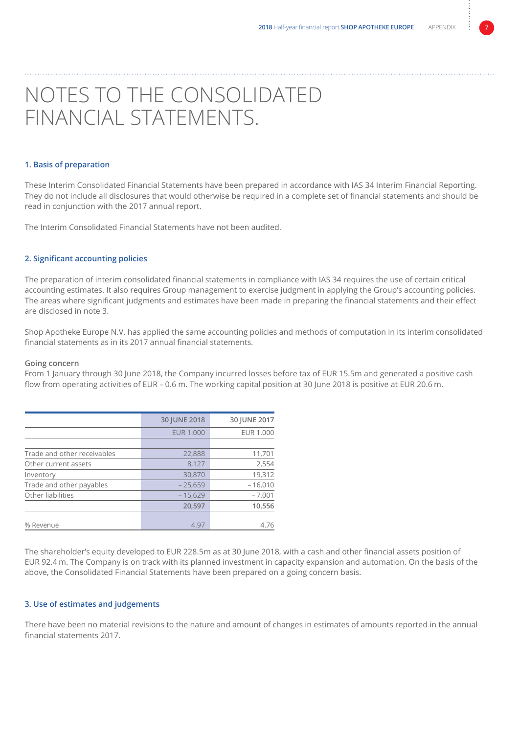# NOTES TO THE CONSOLIDATED FINANCIAL STATEMENTS.

## 1. Basis of preparation

These Interim Consolidated Financial Statements have been prepared in accordance with IAS 34 Interim Financial Reporting. They do not include all disclosures that would otherwise be required in a complete set of financial statements and should be read in conjunction with the 2017 annual report.

The Interim Consolidated Financial Statements have not been audited.

## 2. Significant accounting policies

The preparation of interim consolidated financial statements in compliance with IAS 34 requires the use of certain critical accounting estimates. It also requires Group management to exercise judgment in applying the Group's accounting policies. The areas where significant judgments and estimates have been made in preparing the financial statements and their effect are disclosed in note 3.

Shop Apotheke Europe N.V. has applied the same accounting policies and methods of computation in its interim consolidated financial statements as in its 2017 annual financial statements.

### Going concern

From 1 January through 30 June 2018, the Company incurred losses before tax of EUR 15.5m and generated a positive cash flow from operating activities of EUR – 0.6 m. The working capital position at 30 June 2018 is positive at EUR 20.6 m.

| | 30 JUNE 2018 | 30 JUNE 2017 |
|---|---|---|
| | EUR 1.000 | EUR 1.000 |
| | | |
| Trade and other receivables | 22,888 | 11,701 |
| Other current assets | 8,127 | 2,554 |
| Inventory | 30,870 | 19,312 |
| Trade and other payables | – 25,659 | – 16,010 |
| Other liabilities | – 15,629 | – 7,001 |
| | **20,597** | **10,556** |
| | | |
| % Revenue | 4.97 | 4.76 |

The shareholder's equity developed to EUR 228.5m as at 30 June 2018, with a cash and other financial assets position of EUR 92.4 m. The Company is on track with its planned investment in capacity expansion and automation. On the basis of the above, the Consolidated Financial Statements have been prepared on a going concern basis.

## 3. Use of estimates and judgements

There have been no material revisions to the nature and amount of changes in estimates of amounts reported in the annual financial statements 2017.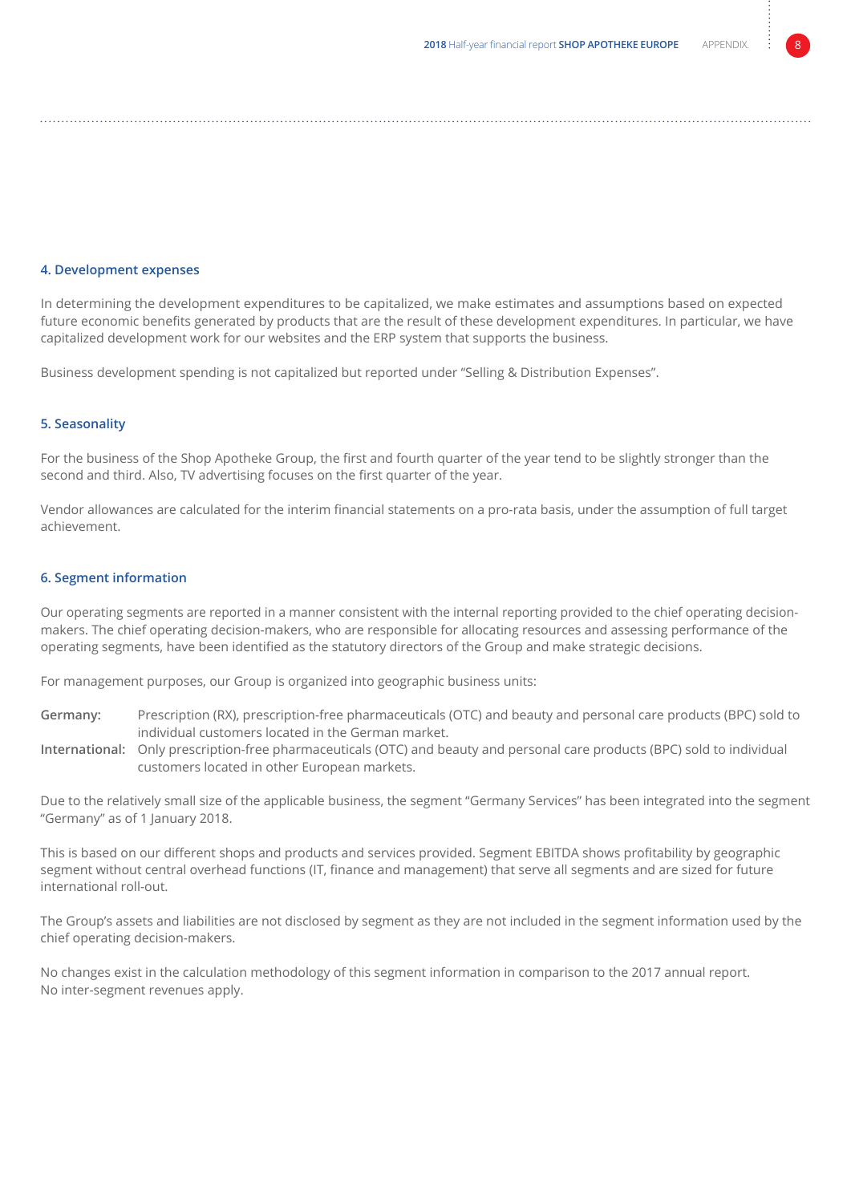#### 4. Development expenses

In determining the development expenditures to be capitalized, we make estimates and assumptions based on expected future economic benefits generated by products that are the result of these development expenditures. In particular, we have capitalized development work for our websites and the ERP system that supports the business.

Business development spending is not capitalized but reported under "Selling & Distribution Expenses".

#### 5. Seasonality

For the business of the Shop Apotheke Group, the first and fourth quarter of the year tend to be slightly stronger than the second and third. Also, TV advertising focuses on the first quarter of the year.

Vendor allowances are calculated for the interim financial statements on a pro-rata basis, under the assumption of full target achievement.

#### 6. Segment information

Our operating segments are reported in a manner consistent with the internal reporting provided to the chief operating decision-makers. The chief operating decision-makers, who are responsible for allocating resources and assessing performance of the operating segments, have been identified as the statutory directors of the Group and make strategic decisions.

For management purposes, our Group is organized into geographic business units:

**Germany:** Prescription (RX), prescription-free pharmaceuticals (OTC) and beauty and personal care products (BPC) sold to individual customers located in the German market.

**International:** Only prescription-free pharmaceuticals (OTC) and beauty and personal care products (BPC) sold to individual customers located in other European markets.

Due to the relatively small size of the applicable business, the segment "Germany Services" has been integrated into the segment "Germany" as of 1 January 2018.

This is based on our different shops and products and services provided. Segment EBITDA shows profitability by geographic segment without central overhead functions (IT, finance and management) that serve all segments and are sized for future international roll-out.

The Group's assets and liabilities are not disclosed by segment as they are not included in the segment information used by the chief operating decision-makers.

No changes exist in the calculation methodology of this segment information in comparison to the 2017 annual report.
No inter-segment revenues apply.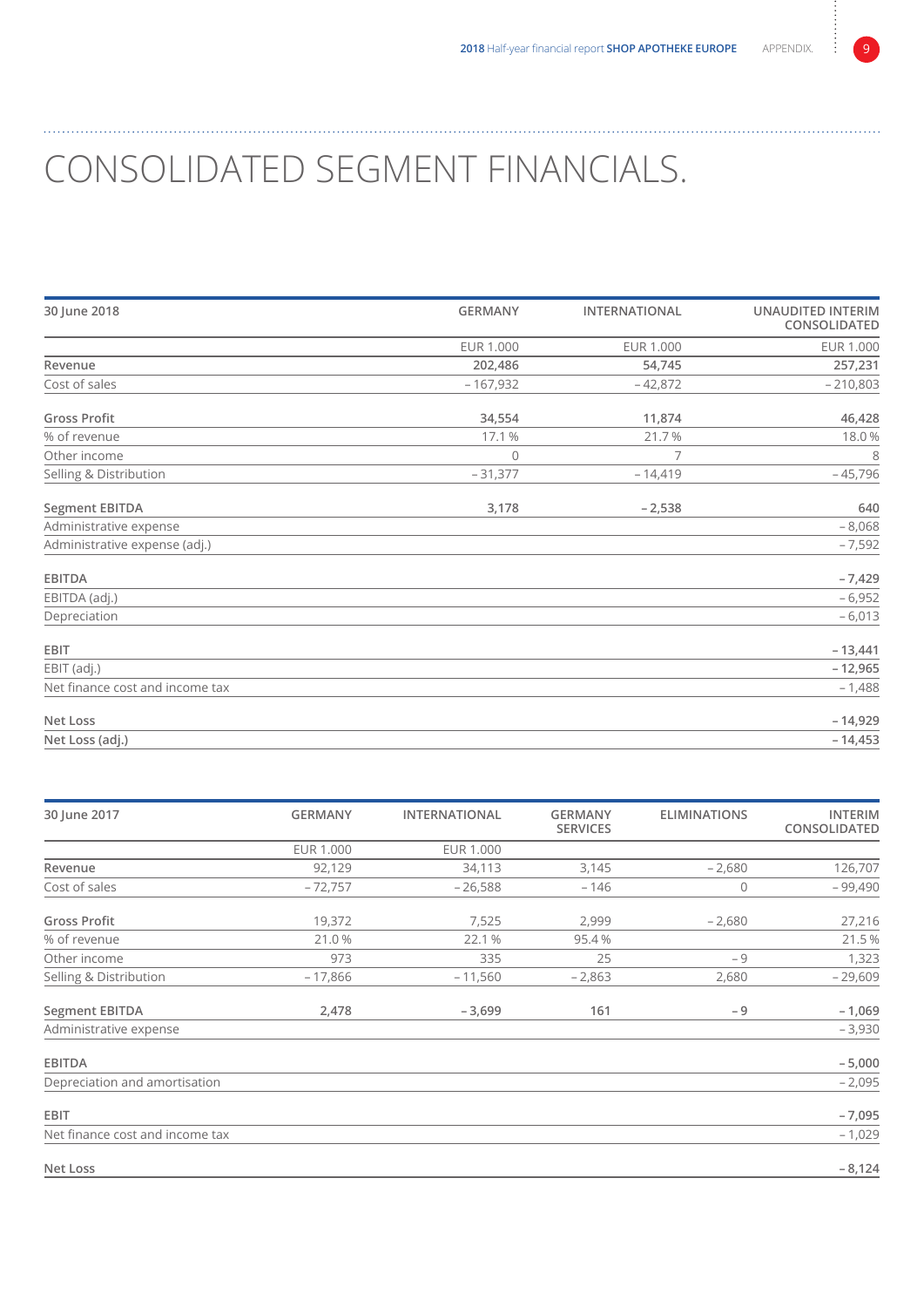# CONSOLIDATED SEGMENT FINANCIALS.

| 30 June 2018 | GERMANY | INTERNATIONAL | UNAUDITED INTERIM CONSOLIDATED |
|---|---|---|---|
| | EUR 1.000 | EUR 1.000 | EUR 1.000 |
| **Revenue** | **202,486** | **54,745** | **257,231** |
| Cost of sales | – 167,932 | – 42,872 | – 210,803 |
| **Gross Profit** | **34,554** | **11,874** | **46,428** |
| % of revenue | 17.1 % | 21.7 % | 18.0 % |
| Other income | 0 | 7 | 8 |
| Selling & Distribution | – 31,377 | – 14,419 | – 45,796 |
| **Segment EBITDA** | **3,178** | **– 2,538** | **640** |
| Administrative expense | | | – 8,068 |
| Administrative expense (adj.) | | | – 7,592 |
| **EBITDA** | | | **– 7,429** |
| EBITDA (adj.) | | | – 6,952 |
| Depreciation | | | – 6,013 |
| **EBIT** | | | **– 13,441** |
| EBIT (adj.) | | | **– 12,965** |
| Net finance cost and income tax | | | – 1,488 |
| **Net Loss** | | | **– 14,929** |
| **Net Loss (adj.)** | | | **– 14,453** |

| 30 June 2017 | GERMANY | INTERNATIONAL | GERMANY SERVICES | ELIMINATIONS | INTERIM CONSOLIDATED |
|---|---|---|---|---|---|
| | EUR 1.000 | EUR 1.000 | | | |
| **Revenue** | 92,129 | 34,113 | 3,145 | – 2,680 | 126,707 |
| Cost of sales | – 72,757 | – 26,588 | – 146 | 0 | – 99,490 |
| **Gross Profit** | 19,372 | 7,525 | 2,999 | – 2,680 | 27,216 |
| % of revenue | 21.0 % | 22.1 % | 95.4 % | | 21.5 % |
| Other income | 973 | 335 | 25 | – 9 | 1,323 |
| Selling & Distribution | – 17,866 | – 11,560 | – 2,863 | 2,680 | – 29,609 |
| **Segment EBITDA** | **2,478** | **– 3,699** | **161** | **– 9** | **– 1,069** |
| Administrative expense | | | | | – 3,930 |
| **EBITDA** | | | | | **– 5,000** |
| Depreciation and amortisation | | | | | – 2,095 |
| **EBIT** | | | | | **– 7,095** |
| Net finance cost and income tax | | | | | – 1,029 |
| **Net Loss** | | | | | **– 8,124** |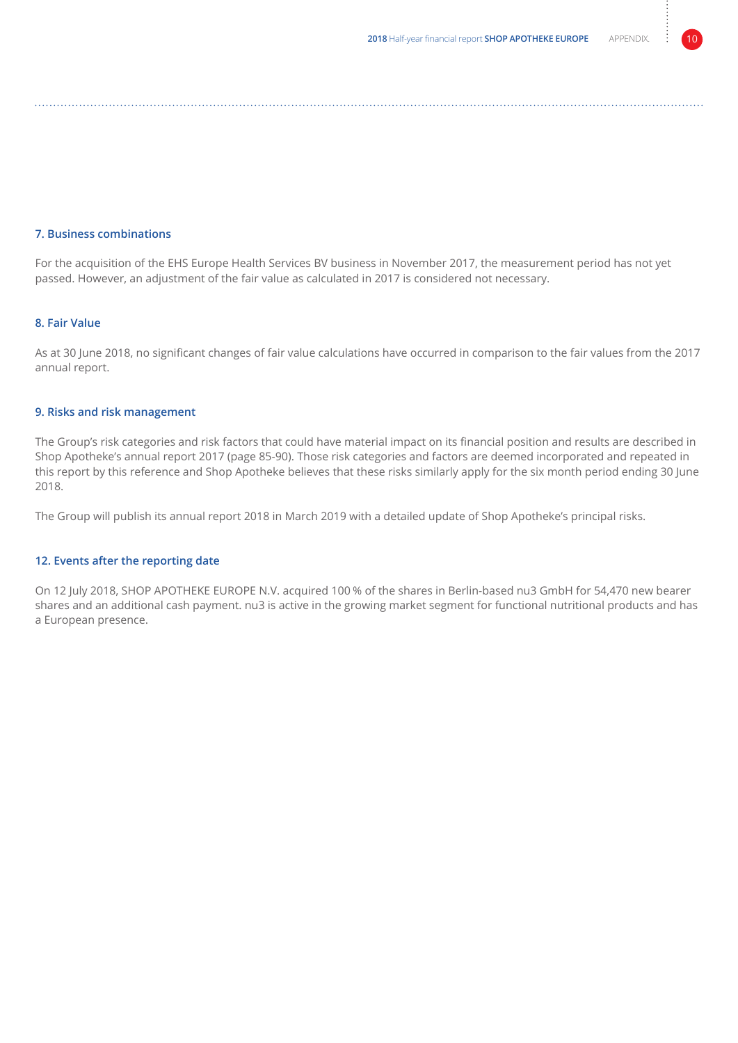## 7. Business combinations

For the acquisition of the EHS Europe Health Services BV business in November 2017, the measurement period has not yet passed. However, an adjustment of the fair value as calculated in 2017 is considered not necessary.

## 8. Fair Value

As at 30 June 2018, no significant changes of fair value calculations have occurred in comparison to the fair values from the 2017 annual report.

## 9. Risks and risk management

The Group's risk categories and risk factors that could have material impact on its financial position and results are described in Shop Apotheke's annual report 2017 (page 85-90). Those risk categories and factors are deemed incorporated and repeated in this report by this reference and Shop Apotheke believes that these risks similarly apply for the six month period ending 30 June 2018.

The Group will publish its annual report 2018 in March 2019 with a detailed update of Shop Apotheke's principal risks.

## 12. Events after the reporting date

On 12 July 2018, SHOP APOTHEKE EUROPE N.V. acquired 100 % of the shares in Berlin-based nu3 GmbH for 54,470 new bearer shares and an additional cash payment. nu3 is active in the growing market segment for functional nutritional products and has a European presence.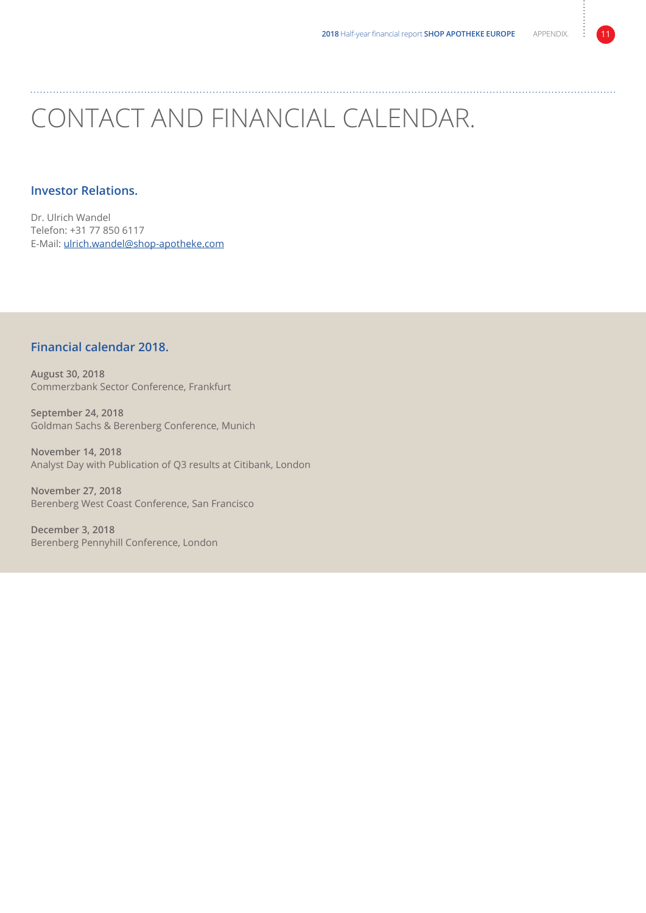# CONTACT AND FINANCIAL CALENDAR.

## Investor Relations.

Dr. Ulrich Wandel
Telefon: +31 77 850 6117
E-Mail: ulrich.wandel@shop-apotheke.com

## Financial calendar 2018.

**August 30, 2018**
Commerzbank Sector Conference, Frankfurt

**September 24, 2018**
Goldman Sachs & Berenberg Conference, Munich

**November 14, 2018**
Analyst Day with Publication of Q3 results at Citibank, London

**November 27, 2018**
Berenberg West Coast Conference, San Francisco

**December 3, 2018**
Berenberg Pennyhill Conference, London